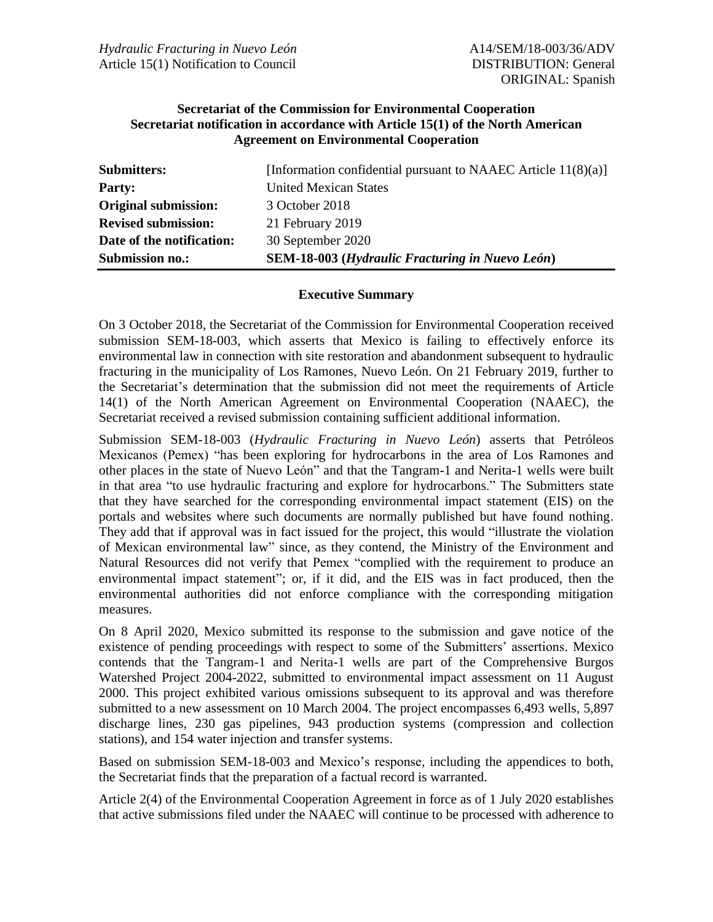**Secretariat of the Commission for Environmental Cooperation**
**Secretariat notification in accordance with Article 15(1) of the North American Agreement on Environmental Cooperation**

| | |
|---|---|
| **Submitters:** | [Information confidential pursuant to NAAEC Article 11(8)(a)] |
| **Party:** | United Mexican States |
| **Original submission:** | 3 October 2018 |
| **Revised submission:** | 21 February 2019 |
| **Date of the notification:** | 30 September 2020 |
| **Submission no.:** | **SEM-18-003 (*Hydraulic Fracturing in Nuevo León*)** |

## Executive Summary

On 3 October 2018, the Secretariat of the Commission for Environmental Cooperation received submission SEM-18-003, which asserts that Mexico is failing to effectively enforce its environmental law in connection with site restoration and abandonment subsequent to hydraulic fracturing in the municipality of Los Ramones, Nuevo León. On 21 February 2019, further to the Secretariat's determination that the submission did not meet the requirements of Article 14(1) of the North American Agreement on Environmental Cooperation (NAAEC), the Secretariat received a revised submission containing sufficient additional information.

Submission SEM-18-003 (*Hydraulic Fracturing in Nuevo León*) asserts that Petróleos Mexicanos (Pemex) "has been exploring for hydrocarbons in the area of Los Ramones and other places in the state of Nuevo León" and that the Tangram-1 and Nerita-1 wells were built in that area "to use hydraulic fracturing and explore for hydrocarbons." The Submitters state that they have searched for the corresponding environmental impact statement (EIS) on the portals and websites where such documents are normally published but have found nothing. They add that if approval was in fact issued for the project, this would "illustrate the violation of Mexican environmental law" since, as they contend, the Ministry of the Environment and Natural Resources did not verify that Pemex "complied with the requirement to produce an environmental impact statement"; or, if it did, and the EIS was in fact produced, then the environmental authorities did not enforce compliance with the corresponding mitigation measures.

On 8 April 2020, Mexico submitted its response to the submission and gave notice of the existence of pending proceedings with respect to some of the Submitters' assertions. Mexico contends that the Tangram-1 and Nerita-1 wells are part of the Comprehensive Burgos Watershed Project 2004-2022, submitted to environmental impact assessment on 11 August 2000. This project exhibited various omissions subsequent to its approval and was therefore submitted to a new assessment on 10 March 2004. The project encompasses 6,493 wells, 5,897 discharge lines, 230 gas pipelines, 943 production systems (compression and collection stations), and 154 water injection and transfer systems.

Based on submission SEM-18-003 and Mexico's response, including the appendices to both, the Secretariat finds that the preparation of a factual record is warranted.

Article 2(4) of the Environmental Cooperation Agreement in force as of 1 July 2020 establishes that active submissions filed under the NAAEC will continue to be processed with adherence to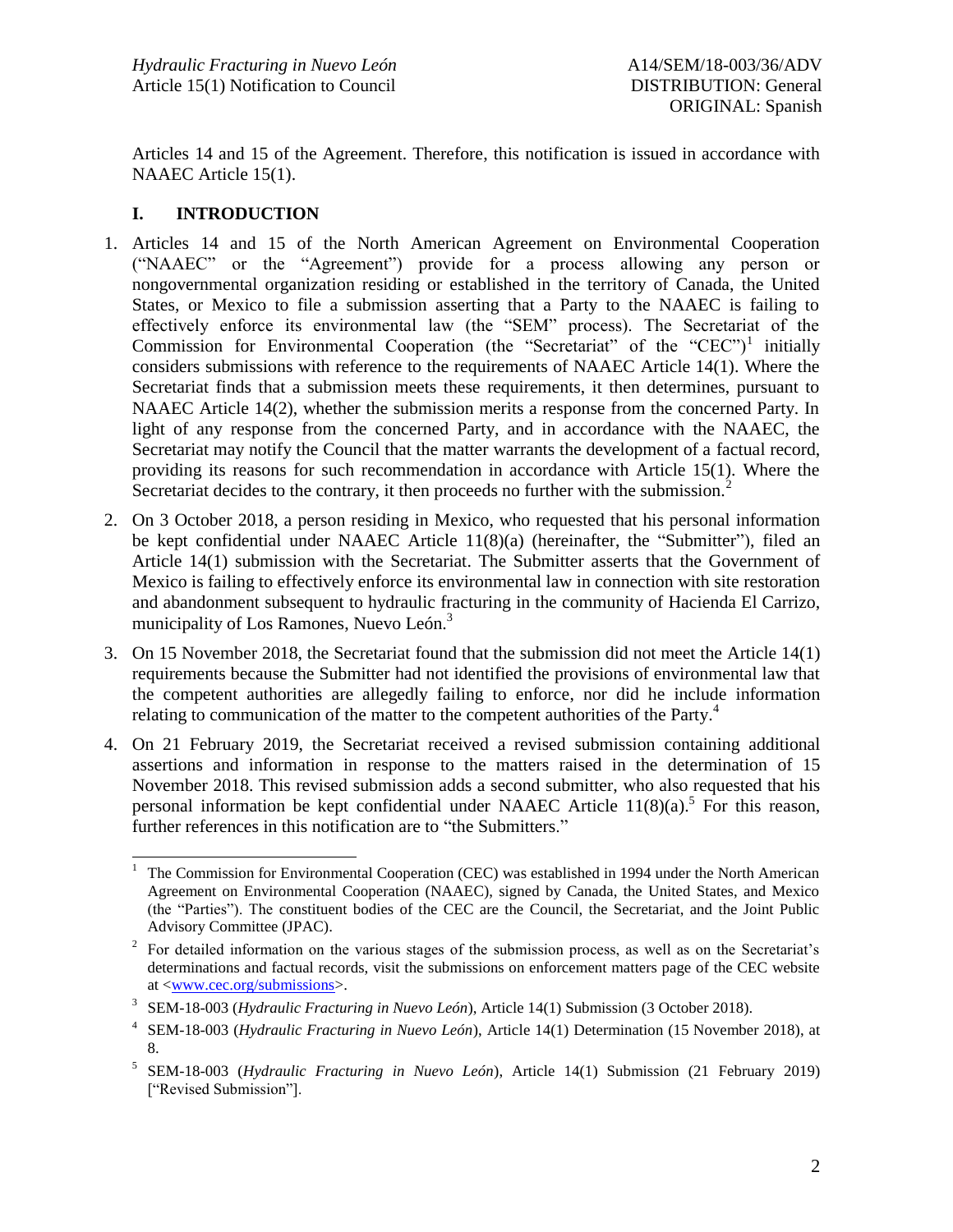Articles 14 and 15 of the Agreement. Therefore, this notification is issued in accordance with NAAEC Article 15(1).

## I. INTRODUCTION

1. Articles 14 and 15 of the North American Agreement on Environmental Cooperation ("NAAEC" or the "Agreement") provide for a process allowing any person or nongovernmental organization residing or established in the territory of Canada, the United States, or Mexico to file a submission asserting that a Party to the NAAEC is failing to effectively enforce its environmental law (the "SEM" process). The Secretariat of the Commission for Environmental Cooperation (the "Secretariat" of the "CEC")[1] initially considers submissions with reference to the requirements of NAAEC Article 14(1). Where the Secretariat finds that a submission meets these requirements, it then determines, pursuant to NAAEC Article 14(2), whether the submission merits a response from the concerned Party. In light of any response from the concerned Party, and in accordance with the NAAEC, the Secretariat may notify the Council that the matter warrants the development of a factual record, providing its reasons for such recommendation in accordance with Article 15(1). Where the Secretariat decides to the contrary, it then proceeds no further with the submission.[2]

2. On 3 October 2018, a person residing in Mexico, who requested that his personal information be kept confidential under NAAEC Article 11(8)(a) (hereinafter, the "Submitter"), filed an Article 14(1) submission with the Secretariat. The Submitter asserts that the Government of Mexico is failing to effectively enforce its environmental law in connection with site restoration and abandonment subsequent to hydraulic fracturing in the community of Hacienda El Carrizo, municipality of Los Ramones, Nuevo León.[3]

3. On 15 November 2018, the Secretariat found that the submission did not meet the Article 14(1) requirements because the Submitter had not identified the provisions of environmental law that the competent authorities are allegedly failing to enforce, nor did he include information relating to communication of the matter to the competent authorities of the Party.[4]

4. On 21 February 2019, the Secretariat received a revised submission containing additional assertions and information in response to the matters raised in the determination of 15 November 2018. This revised submission adds a second submitter, who also requested that his personal information be kept confidential under NAAEC Article 11(8)(a).[5] For this reason, further references in this notification are to "the Submitters."

---

[1] The Commission for Environmental Cooperation (CEC) was established in 1994 under the North American Agreement on Environmental Cooperation (NAAEC), signed by Canada, the United States, and Mexico (the "Parties"). The constituent bodies of the CEC are the Council, the Secretariat, and the Joint Public Advisory Committee (JPAC).

[2] For detailed information on the various stages of the submission process, as well as on the Secretariat's determinations and factual records, visit the submissions on enforcement matters page of the CEC website at <www.cec.org/submissions>.

[3] SEM-18-003 (*Hydraulic Fracturing in Nuevo León*), Article 14(1) Submission (3 October 2018).

[4] SEM-18-003 (*Hydraulic Fracturing in Nuevo León*), Article 14(1) Determination (15 November 2018), at 8.

[5] SEM-18-003 (*Hydraulic Fracturing in Nuevo León*), Article 14(1) Submission (21 February 2019) ["Revised Submission"].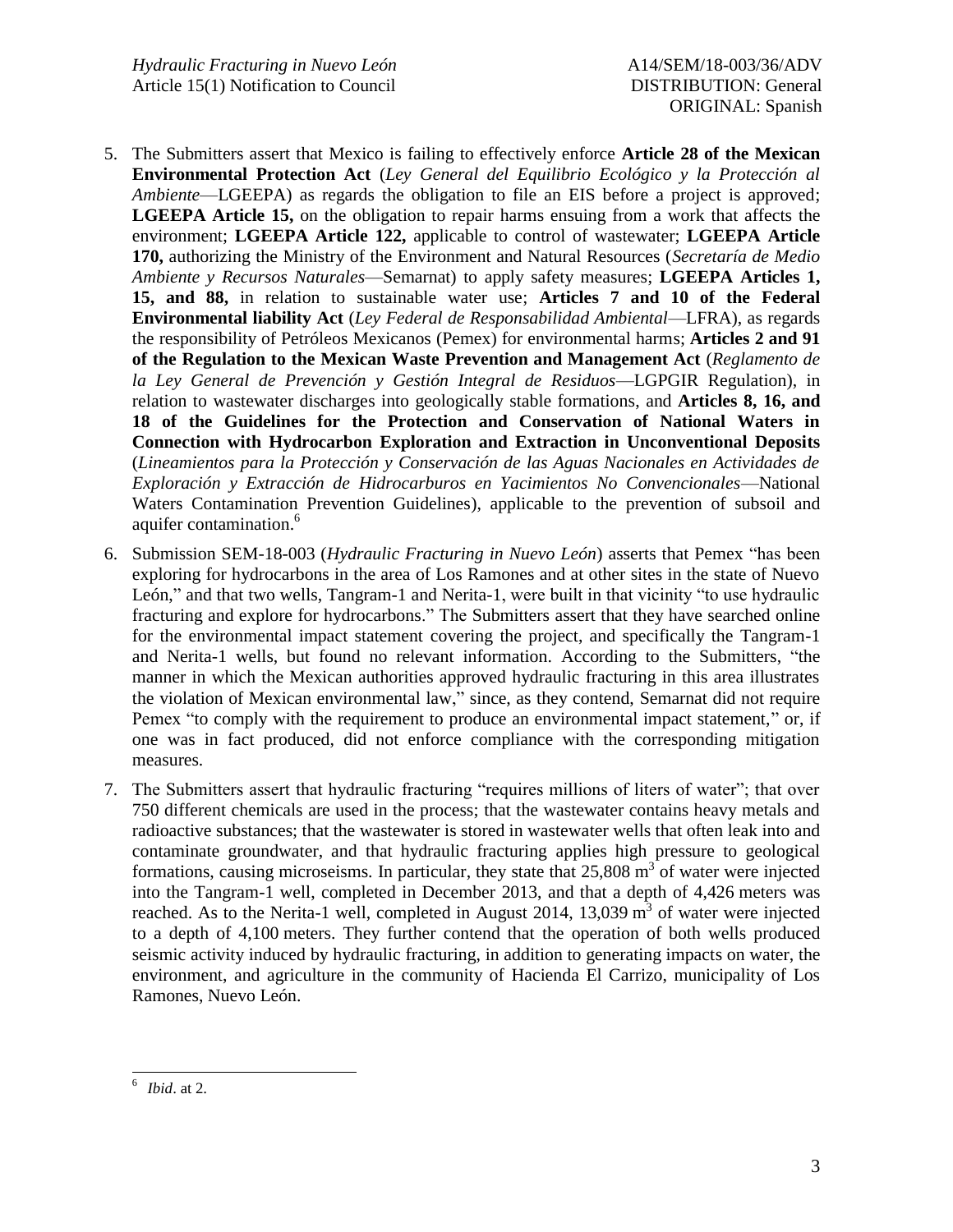5. The Submitters assert that Mexico is failing to effectively enforce **Article 28 of the Mexican Environmental Protection Act** (*Ley General del Equilibrio Ecológico y la Protección al Ambiente*—LGEEPA) as regards the obligation to file an EIS before a project is approved; **LGEEPA Article 15,** on the obligation to repair harms ensuing from a work that affects the environment; **LGEEPA Article 122,** applicable to control of wastewater; **LGEEPA Article 170,** authorizing the Ministry of the Environment and Natural Resources (*Secretaría de Medio Ambiente y Recursos Naturales*—Semarnat) to apply safety measures; **LGEEPA Articles 1, 15, and 88,** in relation to sustainable water use; **Articles 7 and 10 of the Federal Environmental liability Act** (*Ley Federal de Responsabilidad Ambiental*—LFRA), as regards the responsibility of Petróleos Mexicanos (Pemex) for environmental harms; **Articles 2 and 91 of the Regulation to the Mexican Waste Prevention and Management Act** (*Reglamento de la Ley General de Prevención y Gestión Integral de Residuos*—LGPGIR Regulation), in relation to wastewater discharges into geologically stable formations, and **Articles 8, 16, and 18 of the Guidelines for the Protection and Conservation of National Waters in Connection with Hydrocarbon Exploration and Extraction in Unconventional Deposits** (*Lineamientos para la Protección y Conservación de las Aguas Nacionales en Actividades de Exploración y Extracción de Hidrocarburos en Yacimientos No Convencionales*—National Waters Contamination Prevention Guidelines), applicable to the prevention of subsoil and aquifer contamination.[6]

6. Submission SEM-18-003 (*Hydraulic Fracturing in Nuevo León*) asserts that Pemex "has been exploring for hydrocarbons in the area of Los Ramones and at other sites in the state of Nuevo León," and that two wells, Tangram-1 and Nerita-1, were built in that vicinity "to use hydraulic fracturing and explore for hydrocarbons." The Submitters assert that they have searched online for the environmental impact statement covering the project, and specifically the Tangram-1 and Nerita-1 wells, but found no relevant information. According to the Submitters, "the manner in which the Mexican authorities approved hydraulic fracturing in this area illustrates the violation of Mexican environmental law," since, as they contend, Semarnat did not require Pemex "to comply with the requirement to produce an environmental impact statement," or, if one was in fact produced, did not enforce compliance with the corresponding mitigation measures.

7. The Submitters assert that hydraulic fracturing "requires millions of liters of water"; that over 750 different chemicals are used in the process; that the wastewater contains heavy metals and radioactive substances; that the wastewater is stored in wastewater wells that often leak into and contaminate groundwater, and that hydraulic fracturing applies high pressure to geological formations, causing microseisms. In particular, they state that 25,808 $m^3$ of water were injected into the Tangram-1 well, completed in December 2013, and that a depth of 4,426 meters was reached. As to the Nerita-1 well, completed in August 2014, 13,039 $m^3$ of water were injected to a depth of 4,100 meters. They further contend that the operation of both wells produced seismic activity induced by hydraulic fracturing, in addition to generating impacts on water, the environment, and agriculture in the community of Hacienda El Carrizo, municipality of Los Ramones, Nuevo León.

[6] *Ibid*. at 2.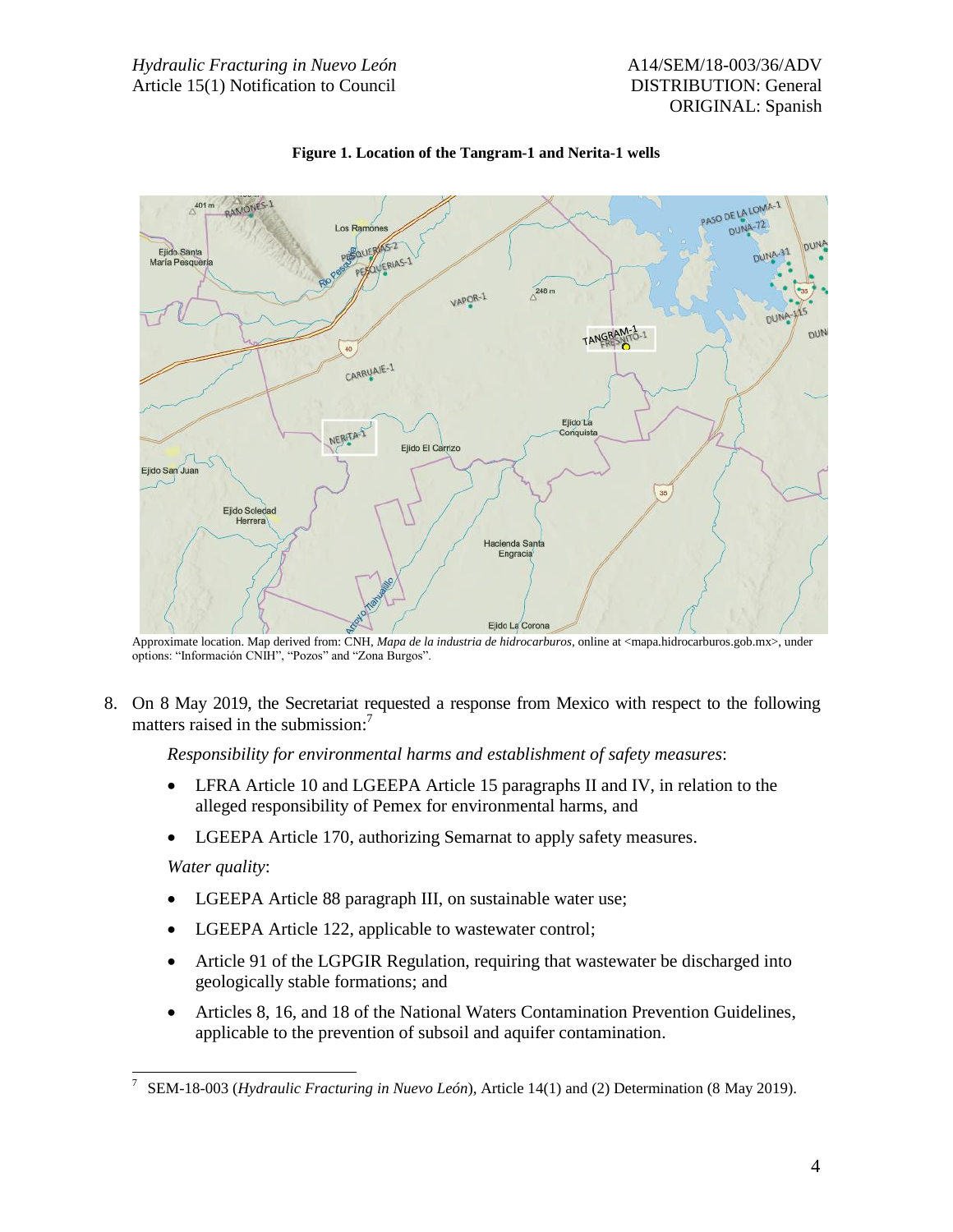**Figure 1. Location of the Tangram-1 and Nerita-1 wells**

Approximate location. Map derived from: CNH, *Mapa de la industria de hidrocarburos*, online at <mapa.hidrocarburos.gob.mx>, under options: "Información CNIH", "Pozos" and "Zona Burgos".

8. On 8 May 2019, the Secretariat requested a response from Mexico with respect to the following matters raised in the submission:[7]

   *Responsibility for environmental harms and establishment of safety measures*:

   - LFRA Article 10 and LGEEPA Article 15 paragraphs II and IV, in relation to the alleged responsibility of Pemex for environmental harms, and
   - LGEEPA Article 170, authorizing Semarnat to apply safety measures.

   *Water quality*:

   - LGEEPA Article 88 paragraph III, on sustainable water use;
   - LGEEPA Article 122, applicable to wastewater control;
   - Article 91 of the LGPGIR Regulation, requiring that wastewater be discharged into geologically stable formations; and
   - Articles 8, 16, and 18 of the National Waters Contamination Prevention Guidelines, applicable to the prevention of subsoil and aquifer contamination.

---

[7] SEM-18-003 (*Hydraulic Fracturing in Nuevo León*), Article 14(1) and (2) Determination (8 May 2019).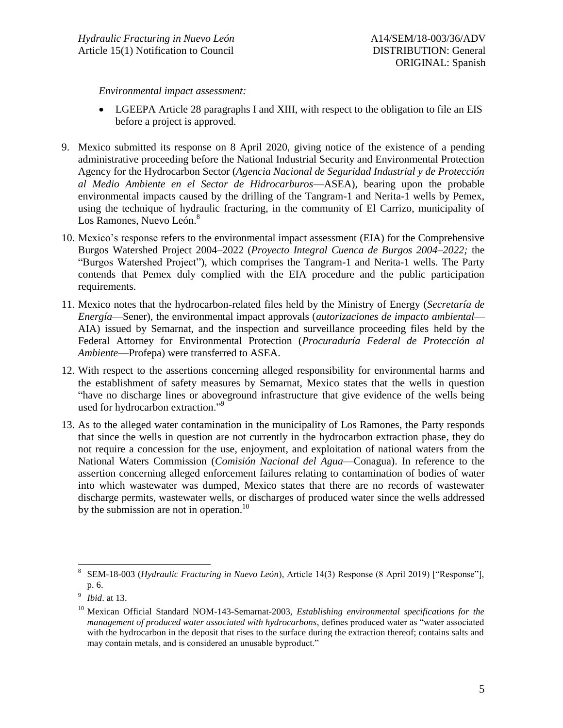*Environmental impact assessment:*

- LGEEPA Article 28 paragraphs I and XIII, with respect to the obligation to file an EIS before a project is approved.

9. Mexico submitted its response on 8 April 2020, giving notice of the existence of a pending administrative proceeding before the National Industrial Security and Environmental Protection Agency for the Hydrocarbon Sector (*Agencia Nacional de Seguridad Industrial y de Protección al Medio Ambiente en el Sector de Hidrocarburos*—ASEA), bearing upon the probable environmental impacts caused by the drilling of the Tangram-1 and Nerita-1 wells by Pemex, using the technique of hydraulic fracturing, in the community of El Carrizo, municipality of Los Ramones, Nuevo León.[8]

10. Mexico's response refers to the environmental impact assessment (EIA) for the Comprehensive Burgos Watershed Project 2004–2022 (*Proyecto Integral Cuenca de Burgos 2004–2022;* the "Burgos Watershed Project"), which comprises the Tangram-1 and Nerita-1 wells. The Party contends that Pemex duly complied with the EIA procedure and the public participation requirements.

11. Mexico notes that the hydrocarbon-related files held by the Ministry of Energy (*Secretaría de Energía*—Sener), the environmental impact approvals (*autorizaciones de impacto ambiental*—AIA) issued by Semarnat, and the inspection and surveillance proceeding files held by the Federal Attorney for Environmental Protection (*Procuraduría Federal de Protección al Ambiente*—Profepa) were transferred to ASEA.

12. With respect to the assertions concerning alleged responsibility for environmental harms and the establishment of safety measures by Semarnat, Mexico states that the wells in question "have no discharge lines or aboveground infrastructure that give evidence of the wells being used for hydrocarbon extraction."[9]

13. As to the alleged water contamination in the municipality of Los Ramones, the Party responds that since the wells in question are not currently in the hydrocarbon extraction phase, they do not require a concession for the use, enjoyment, and exploitation of national waters from the National Waters Commission (*Comisión Nacional del Agua*—Conagua). In reference to the assertion concerning alleged enforcement failures relating to contamination of bodies of water into which wastewater was dumped, Mexico states that there are no records of wastewater discharge permits, wastewater wells, or discharges of produced water since the wells addressed by the submission are not in operation.[10]

---

[8] SEM-18-003 (*Hydraulic Fracturing in Nuevo León*), Article 14(3) Response (8 April 2019) ["Response"], p. 6.

[9] *Ibid*. at 13.

[10] Mexican Official Standard NOM-143-Semarnat-2003, *Establishing environmental specifications for the management of produced water associated with hydrocarbons*, defines produced water as "water associated with the hydrocarbon in the deposit that rises to the surface during the extraction thereof; contains salts and may contain metals, and is considered an unusable byproduct."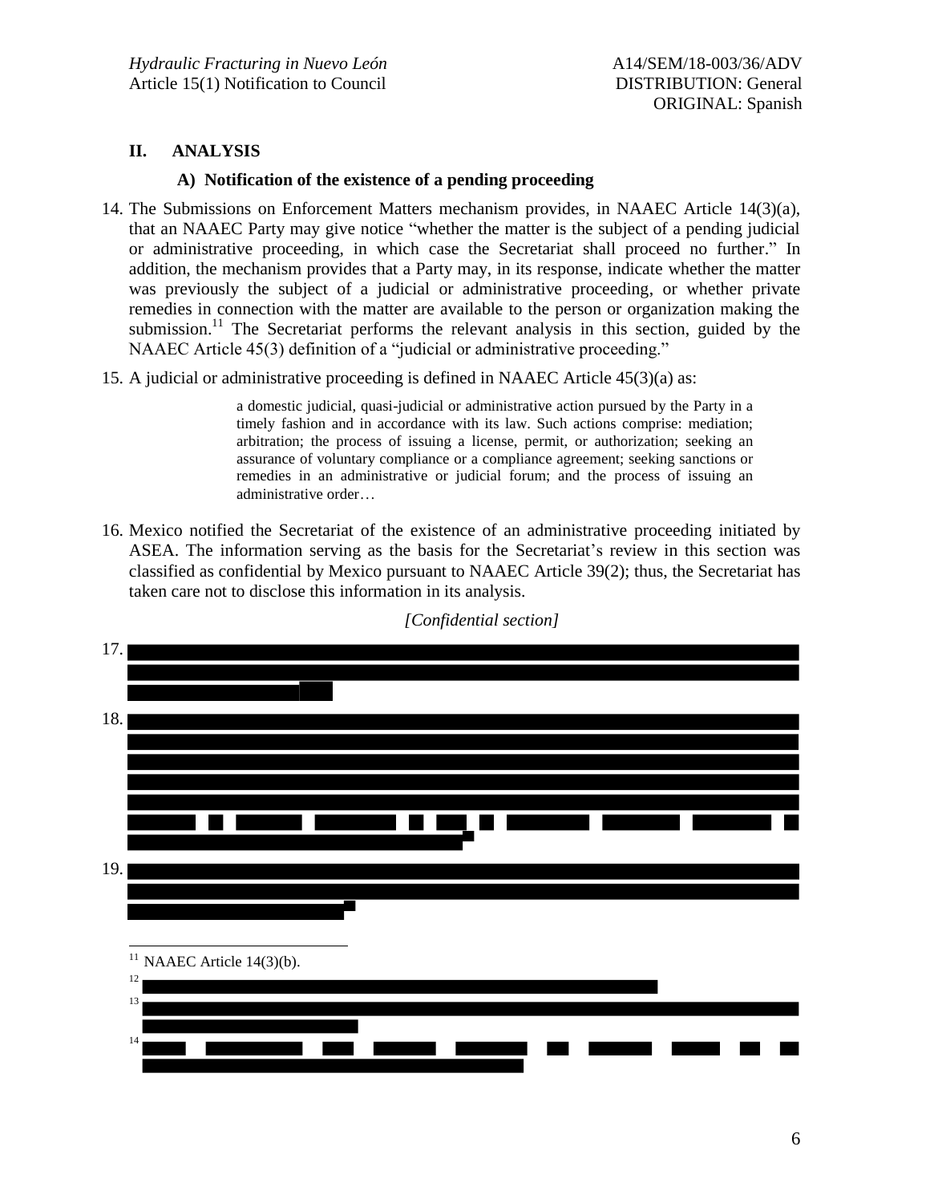## II. ANALYSIS

### A) Notification of the existence of a pending proceeding

14. The Submissions on Enforcement Matters mechanism provides, in NAAEC Article 14(3)(a), that an NAAEC Party may give notice "whether the matter is the subject of a pending judicial or administrative proceeding, in which case the Secretariat shall proceed no further." In addition, the mechanism provides that a Party may, in its response, indicate whether the matter was previously the subject of a judicial or administrative proceeding, or whether private remedies in connection with the matter are available to the person or organization making the submission.[11] The Secretariat performs the relevant analysis in this section, guided by the NAAEC Article 45(3) definition of a "judicial or administrative proceeding."

15. A judicial or administrative proceeding is defined in NAAEC Article 45(3)(a) as:

> a domestic judicial, quasi-judicial or administrative action pursued by the Party in a timely fashion and in accordance with its law. Such actions comprise: mediation; arbitration; the process of issuing a license, permit, or authorization; seeking an assurance of voluntary compliance or a compliance agreement; seeking sanctions or remedies in an administrative or judicial forum; and the process of issuing an administrative order…

16. Mexico notified the Secretariat of the existence of an administrative proceeding initiated by ASEA. The information serving as the basis for the Secretariat's review in this section was classified as confidential by Mexico pursuant to NAAEC Article 39(2); thus, the Secretariat has taken care not to disclose this information in its analysis.

*[Confidential section]*

17. [redacted]

18. [redacted]

19. [redacted]

---

[11] NAAEC Article 14(3)(b).

[12] [redacted]

[13] [redacted]

[14] [redacted]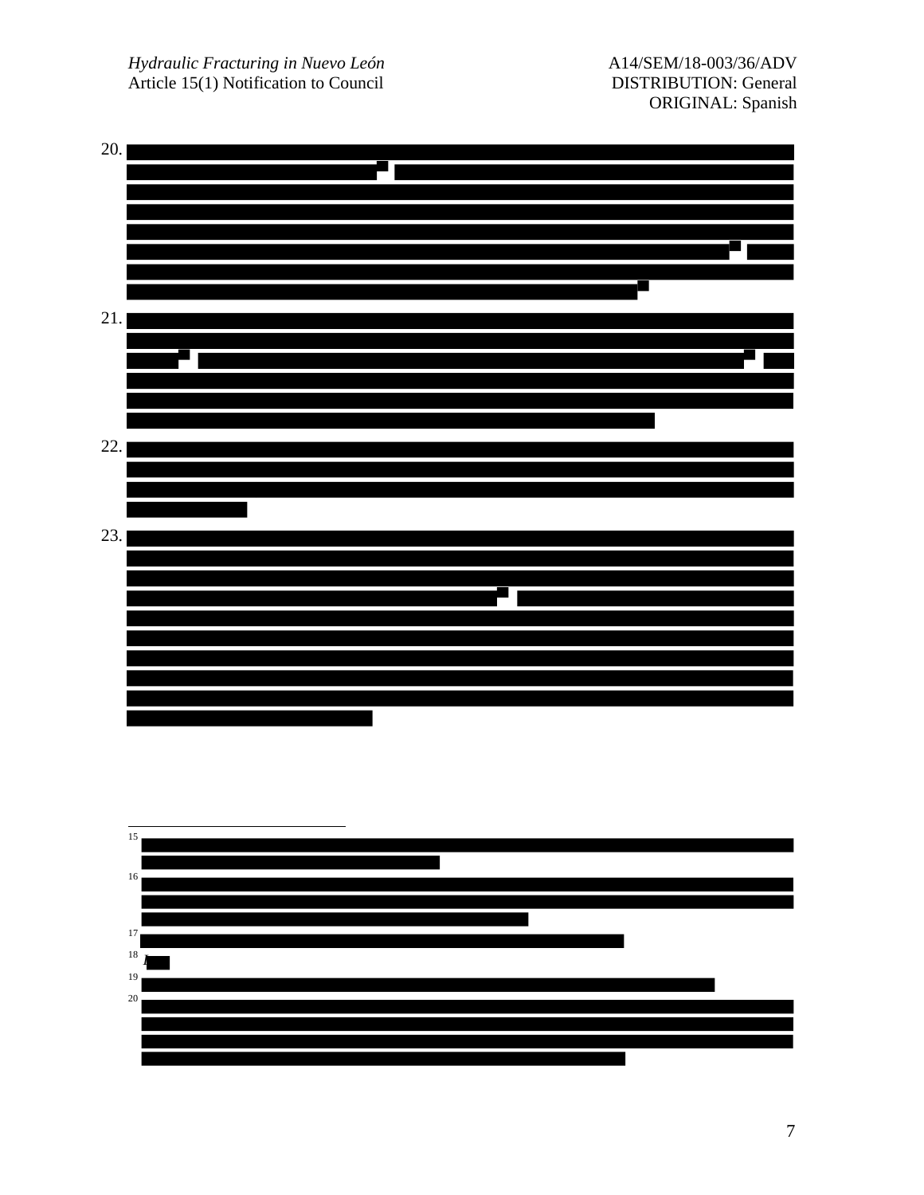20.

21.

22.

23.

---

[15]

[16]

[17]

[18]

[19]

[20]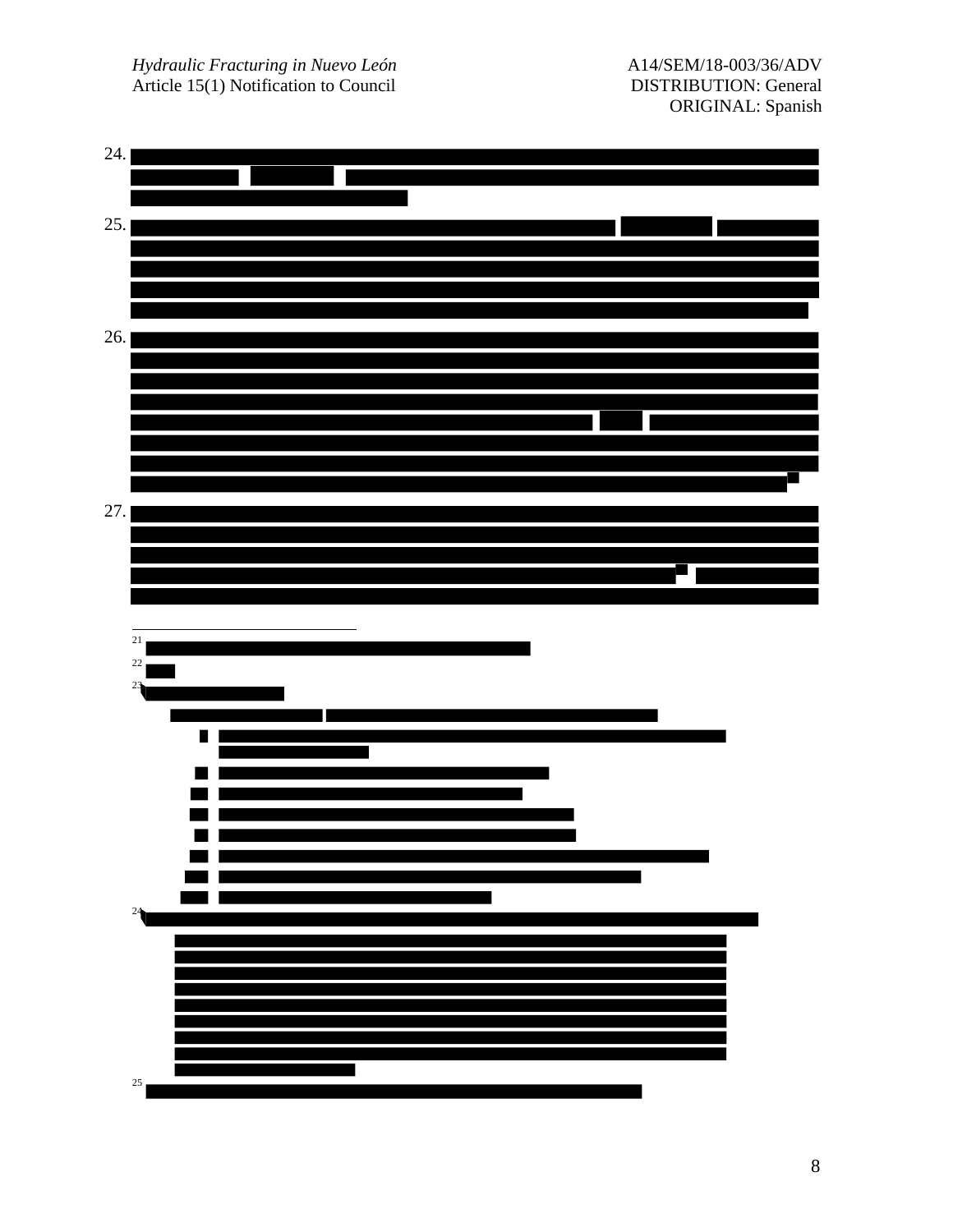24.

25.

26.

27.

[21]

[22]

[23]

[24]

[25]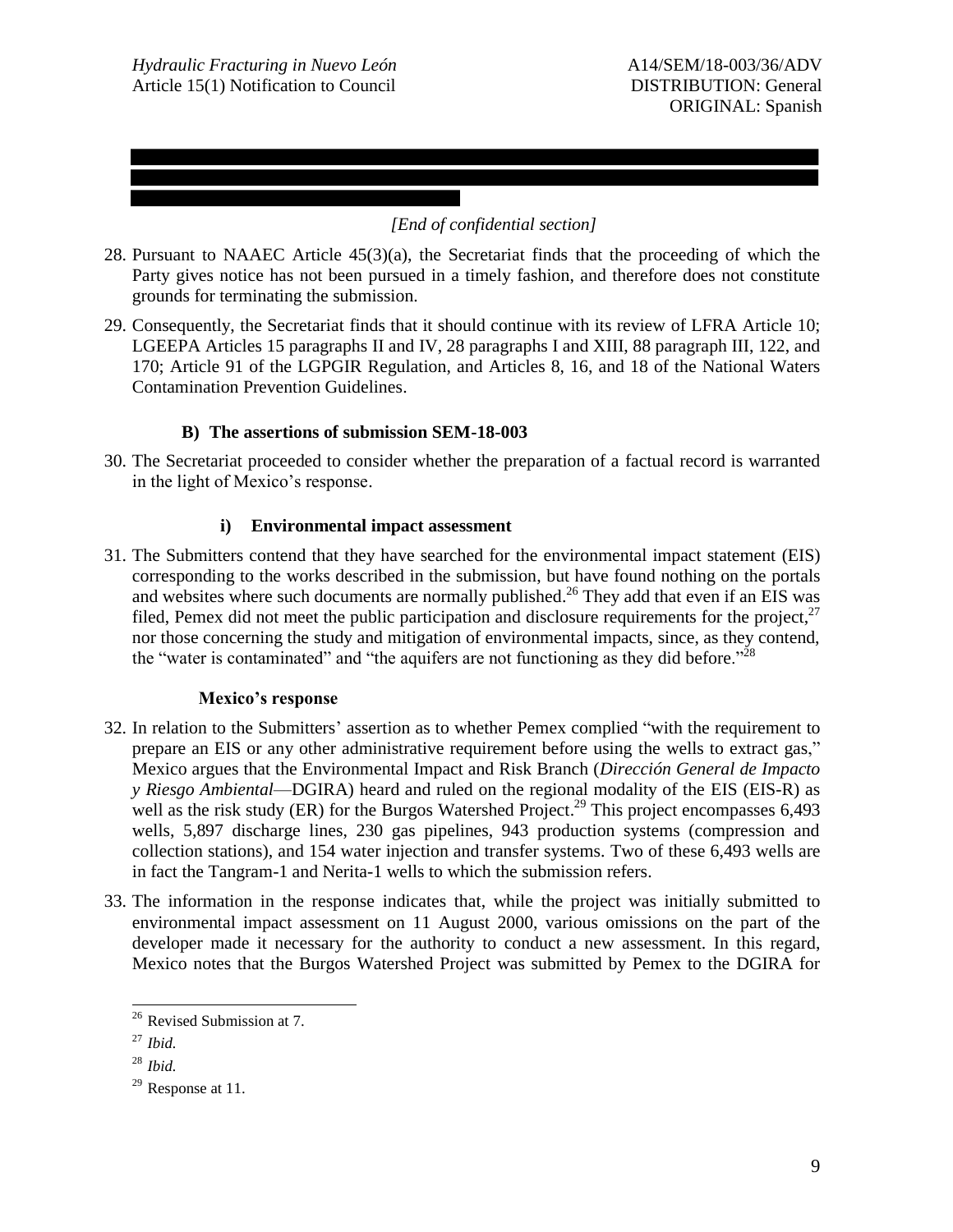*[End of confidential section]*

28. Pursuant to NAAEC Article 45(3)(a), the Secretariat finds that the proceeding of which the Party gives notice has not been pursued in a timely fashion, and therefore does not constitute grounds for terminating the submission.

29. Consequently, the Secretariat finds that it should continue with its review of LFRA Article 10; LGEEPA Articles 15 paragraphs II and IV, 28 paragraphs I and XIII, 88 paragraph III, 122, and 170; Article 91 of the LGPGIR Regulation, and Articles 8, 16, and 18 of the National Waters Contamination Prevention Guidelines.

### B) The assertions of submission SEM-18-003

30. The Secretariat proceeded to consider whether the preparation of a factual record is warranted in the light of Mexico's response.

#### i) Environmental impact assessment

31. The Submitters contend that they have searched for the environmental impact statement (EIS) corresponding to the works described in the submission, but have found nothing on the portals and websites where such documents are normally published.[26] They add that even if an EIS was filed, Pemex did not meet the public participation and disclosure requirements for the project,[27] nor those concerning the study and mitigation of environmental impacts, since, as they contend, the "water is contaminated" and "the aquifers are not functioning as they did before."[28]

#### Mexico's response

32. In relation to the Submitters' assertion as to whether Pemex complied "with the requirement to prepare an EIS or any other administrative requirement before using the wells to extract gas," Mexico argues that the Environmental Impact and Risk Branch (*Dirección General de Impacto y Riesgo Ambiental*—DGIRA) heard and ruled on the regional modality of the EIS (EIS-R) as well as the risk study (ER) for the Burgos Watershed Project.[29] This project encompasses 6,493 wells, 5,897 discharge lines, 230 gas pipelines, 943 production systems (compression and collection stations), and 154 water injection and transfer systems. Two of these 6,493 wells are in fact the Tangram-1 and Nerita-1 wells to which the submission refers.

33. The information in the response indicates that, while the project was initially submitted to environmental impact assessment on 11 August 2000, various omissions on the part of the developer made it necessary for the authority to conduct a new assessment. In this regard, Mexico notes that the Burgos Watershed Project was submitted by Pemex to the DGIRA for

---

[26] Revised Submission at 7.

[27] *Ibid.*

[28] *Ibid.*

[29] Response at 11.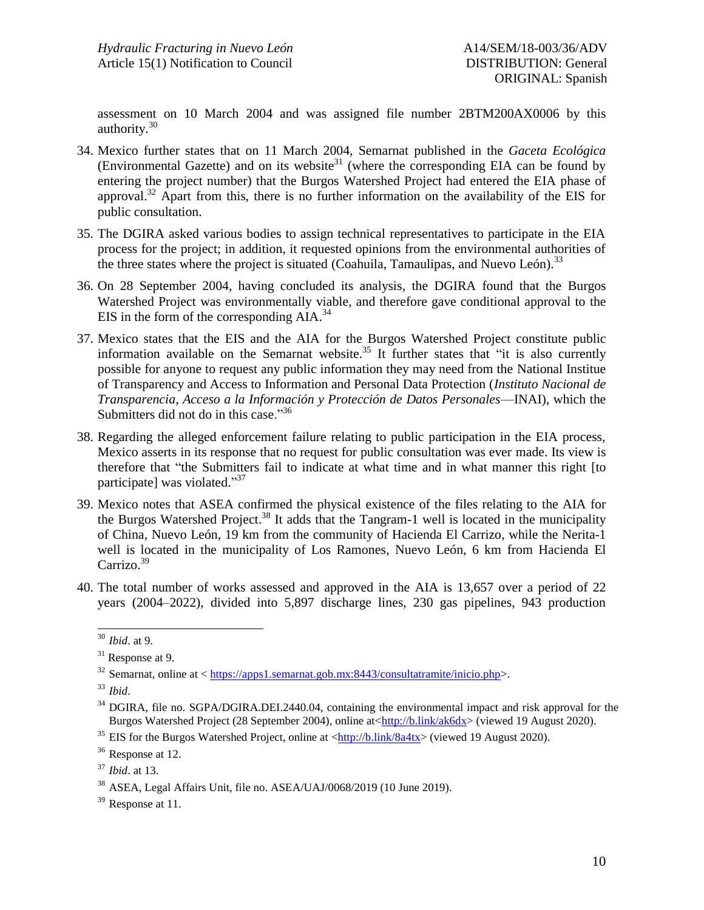assessment on 10 March 2004 and was assigned file number 2BTM200AX0006 by this authority.[30]

34. Mexico further states that on 11 March 2004, Semarnat published in the *Gaceta Ecológica* (Environmental Gazette) and on its website[31] (where the corresponding EIA can be found by entering the project number) that the Burgos Watershed Project had entered the EIA phase of approval.[32] Apart from this, there is no further information on the availability of the EIS for public consultation.

35. The DGIRA asked various bodies to assign technical representatives to participate in the EIA process for the project; in addition, it requested opinions from the environmental authorities of the three states where the project is situated (Coahuila, Tamaulipas, and Nuevo León).[33]

36. On 28 September 2004, having concluded its analysis, the DGIRA found that the Burgos Watershed Project was environmentally viable, and therefore gave conditional approval to the EIS in the form of the corresponding AIA.[34]

37. Mexico states that the EIS and the AIA for the Burgos Watershed Project constitute public information available on the Semarnat website.[35] It further states that "it is also currently possible for anyone to request any public information they may need from the National Institue of Transparency and Access to Information and Personal Data Protection (*Instituto Nacional de Transparencia, Acceso a la Información y Protección de Datos Personales*—INAI), which the Submitters did not do in this case."[36]

38. Regarding the alleged enforcement failure relating to public participation in the EIA process, Mexico asserts in its response that no request for public consultation was ever made. Its view is therefore that "the Submitters fail to indicate at what time and in what manner this right [to participate] was violated."[37]

39. Mexico notes that ASEA confirmed the physical existence of the files relating to the AIA for the Burgos Watershed Project.[38] It adds that the Tangram-1 well is located in the municipality of China, Nuevo León, 19 km from the community of Hacienda El Carrizo, while the Nerita-1 well is located in the municipality of Los Ramones, Nuevo León, 6 km from Hacienda El Carrizo.[39]

40. The total number of works assessed and approved in the AIA is 13,657 over a period of 22 years (2004–2022), divided into 5,897 discharge lines, 230 gas pipelines, 943 production

---

[30] *Ibid*. at 9.

[31] Response at 9.

[32] Semarnat, online at < https://apps1.semarnat.gob.mx:8443/consultatramite/inicio.php>.

[33] *Ibid*.

[34] DGIRA, file no. SGPA/DGIRA.DEI.2440.04, containing the environmental impact and risk approval for the Burgos Watershed Project (28 September 2004), online at<http://b.link/ak6dx> (viewed 19 August 2020).

[35] EIS for the Burgos Watershed Project, online at <http://b.link/8a4tx> (viewed 19 August 2020).

[36] Response at 12.

[37] *Ibid*. at 13.

[38] ASEA, Legal Affairs Unit, file no. ASEA/UAJ/0068/2019 (10 June 2019).

[39] Response at 11.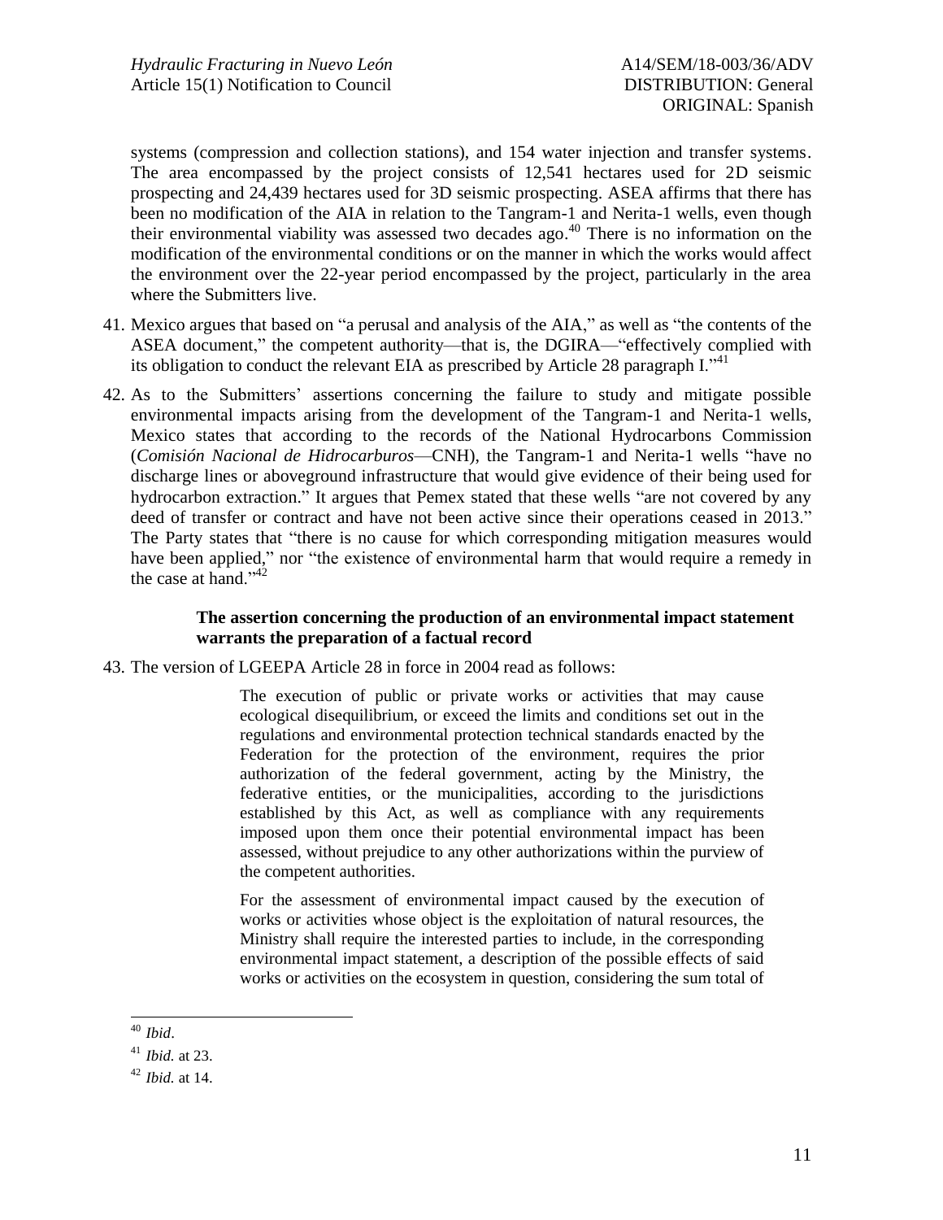systems (compression and collection stations), and 154 water injection and transfer systems. The area encompassed by the project consists of 12,541 hectares used for 2D seismic prospecting and 24,439 hectares used for 3D seismic prospecting. ASEA affirms that there has been no modification of the AIA in relation to the Tangram-1 and Nerita-1 wells, even though their environmental viability was assessed two decades ago.[40] There is no information on the modification of the environmental conditions or on the manner in which the works would affect the environment over the 22-year period encompassed by the project, particularly in the area where the Submitters live.

41. Mexico argues that based on "a perusal and analysis of the AIA," as well as "the contents of the ASEA document," the competent authority—that is, the DGIRA—"effectively complied with its obligation to conduct the relevant EIA as prescribed by Article 28 paragraph I."[41]

42. As to the Submitters' assertions concerning the failure to study and mitigate possible environmental impacts arising from the development of the Tangram-1 and Nerita-1 wells, Mexico states that according to the records of the National Hydrocarbons Commission (*Comisión Nacional de Hidrocarburos*—CNH), the Tangram-1 and Nerita-1 wells "have no discharge lines or aboveground infrastructure that would give evidence of their being used for hydrocarbon extraction." It argues that Pemex stated that these wells "are not covered by any deed of transfer or contract and have not been active since their operations ceased in 2013." The Party states that "there is no cause for which corresponding mitigation measures would have been applied," nor "the existence of environmental harm that would require a remedy in the case at hand."[42]

**The assertion concerning the production of an environmental impact statement warrants the preparation of a factual record**

43. The version of LGEEPA Article 28 in force in 2004 read as follows:

> The execution of public or private works or activities that may cause ecological disequilibrium, or exceed the limits and conditions set out in the regulations and environmental protection technical standards enacted by the Federation for the protection of the environment, requires the prior authorization of the federal government, acting by the Ministry, the federative entities, or the municipalities, according to the jurisdictions established by this Act, as well as compliance with any requirements imposed upon them once their potential environmental impact has been assessed, without prejudice to any other authorizations within the purview of the competent authorities.
>
> For the assessment of environmental impact caused by the execution of works or activities whose object is the exploitation of natural resources, the Ministry shall require the interested parties to include, in the corresponding environmental impact statement, a description of the possible effects of said works or activities on the ecosystem in question, considering the sum total of

---

[40] *Ibid*.

[41] *Ibid.* at 23.

[42] *Ibid.* at 14.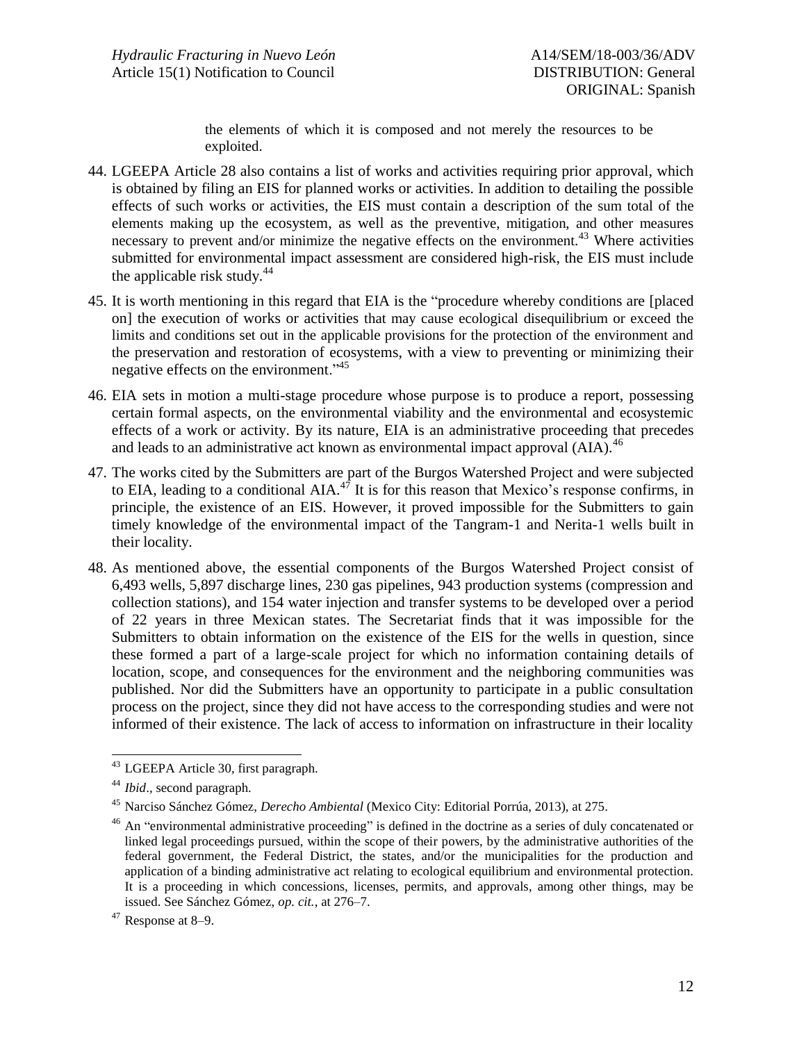the elements of which it is composed and not merely the resources to be exploited.

44. LGEEPA Article 28 also contains a list of works and activities requiring prior approval, which is obtained by filing an EIS for planned works or activities. In addition to detailing the possible effects of such works or activities, the EIS must contain a description of the sum total of the elements making up the ecosystem, as well as the preventive, mitigation, and other measures necessary to prevent and/or minimize the negative effects on the environment.[43] Where activities submitted for environmental impact assessment are considered high-risk, the EIS must include the applicable risk study.[44]

45. It is worth mentioning in this regard that EIA is the "procedure whereby conditions are [placed on] the execution of works or activities that may cause ecological disequilibrium or exceed the limits and conditions set out in the applicable provisions for the protection of the environment and the preservation and restoration of ecosystems, with a view to preventing or minimizing their negative effects on the environment."[45]

46. EIA sets in motion a multi-stage procedure whose purpose is to produce a report, possessing certain formal aspects, on the environmental viability and the environmental and ecosystemic effects of a work or activity. By its nature, EIA is an administrative proceeding that precedes and leads to an administrative act known as environmental impact approval (AIA).[46]

47. The works cited by the Submitters are part of the Burgos Watershed Project and were subjected to EIA, leading to a conditional AIA.[47] It is for this reason that Mexico's response confirms, in principle, the existence of an EIS. However, it proved impossible for the Submitters to gain timely knowledge of the environmental impact of the Tangram-1 and Nerita-1 wells built in their locality.

48. As mentioned above, the essential components of the Burgos Watershed Project consist of 6,493 wells, 5,897 discharge lines, 230 gas pipelines, 943 production systems (compression and collection stations), and 154 water injection and transfer systems to be developed over a period of 22 years in three Mexican states. The Secretariat finds that it was impossible for the Submitters to obtain information on the existence of the EIS for the wells in question, since these formed a part of a large-scale project for which no information containing details of location, scope, and consequences for the environment and the neighboring communities was published. Nor did the Submitters have an opportunity to participate in a public consultation process on the project, since they did not have access to the corresponding studies and were not informed of their existence. The lack of access to information on infrastructure in their locality

---

[43] LGEEPA Article 30, first paragraph.

[44] *Ibid*., second paragraph.

[45] Narciso Sánchez Gómez, *Derecho Ambiental* (Mexico City: Editorial Porrúa, 2013), at 275.

[46] An "environmental administrative proceeding" is defined in the doctrine as a series of duly concatenated or linked legal proceedings pursued, within the scope of their powers, by the administrative authorities of the federal government, the Federal District, the states, and/or the municipalities for the production and application of a binding administrative act relating to ecological equilibrium and environmental protection. It is a proceeding in which concessions, licenses, permits, and approvals, among other things, may be issued. See Sánchez Gómez, *op. cit.*, at 276–7.

[47] Response at 8–9.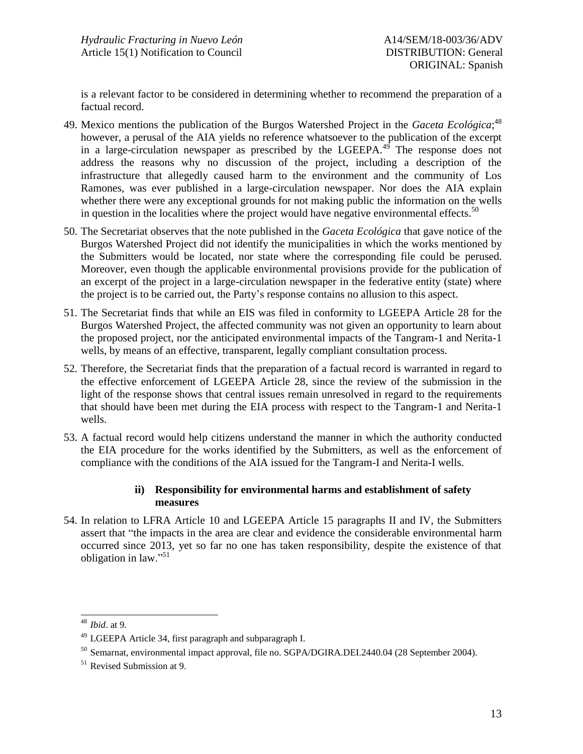is a relevant factor to be considered in determining whether to recommend the preparation of a factual record.

49. Mexico mentions the publication of the Burgos Watershed Project in the *Gaceta Ecológica*;[48] however, a perusal of the AIA yields no reference whatsoever to the publication of the excerpt in a large-circulation newspaper as prescribed by the LGEEPA.[49] The response does not address the reasons why no discussion of the project, including a description of the infrastructure that allegedly caused harm to the environment and the community of Los Ramones, was ever published in a large-circulation newspaper. Nor does the AIA explain whether there were any exceptional grounds for not making public the information on the wells in question in the localities where the project would have negative environmental effects.[50]

50. The Secretariat observes that the note published in the *Gaceta Ecológica* that gave notice of the Burgos Watershed Project did not identify the municipalities in which the works mentioned by the Submitters would be located, nor state where the corresponding file could be perused. Moreover, even though the applicable environmental provisions provide for the publication of an excerpt of the project in a large-circulation newspaper in the federative entity (state) where the project is to be carried out, the Party's response contains no allusion to this aspect.

51. The Secretariat finds that while an EIS was filed in conformity to LGEEPA Article 28 for the Burgos Watershed Project, the affected community was not given an opportunity to learn about the proposed project, nor the anticipated environmental impacts of the Tangram-1 and Nerita-1 wells, by means of an effective, transparent, legally compliant consultation process.

52. Therefore, the Secretariat finds that the preparation of a factual record is warranted in regard to the effective enforcement of LGEEPA Article 28, since the review of the submission in the light of the response shows that central issues remain unresolved in regard to the requirements that should have been met during the EIA process with respect to the Tangram-1 and Nerita-1 wells.

53. A factual record would help citizens understand the manner in which the authority conducted the EIA procedure for the works identified by the Submitters, as well as the enforcement of compliance with the conditions of the AIA issued for the Tangram-I and Nerita-I wells.

#### ii) Responsibility for environmental harms and establishment of safety measures

54. In relation to LFRA Article 10 and LGEEPA Article 15 paragraphs II and IV, the Submitters assert that "the impacts in the area are clear and evidence the considerable environmental harm occurred since 2013, yet so far no one has taken responsibility, despite the existence of that obligation in law."[51]

---

[48] *Ibid*. at 9.

[49] LGEEPA Article 34, first paragraph and subparagraph I.

[50] Semarnat, environmental impact approval, file no. SGPA/DGIRA.DEI.2440.04 (28 September 2004).

[51] Revised Submission at 9.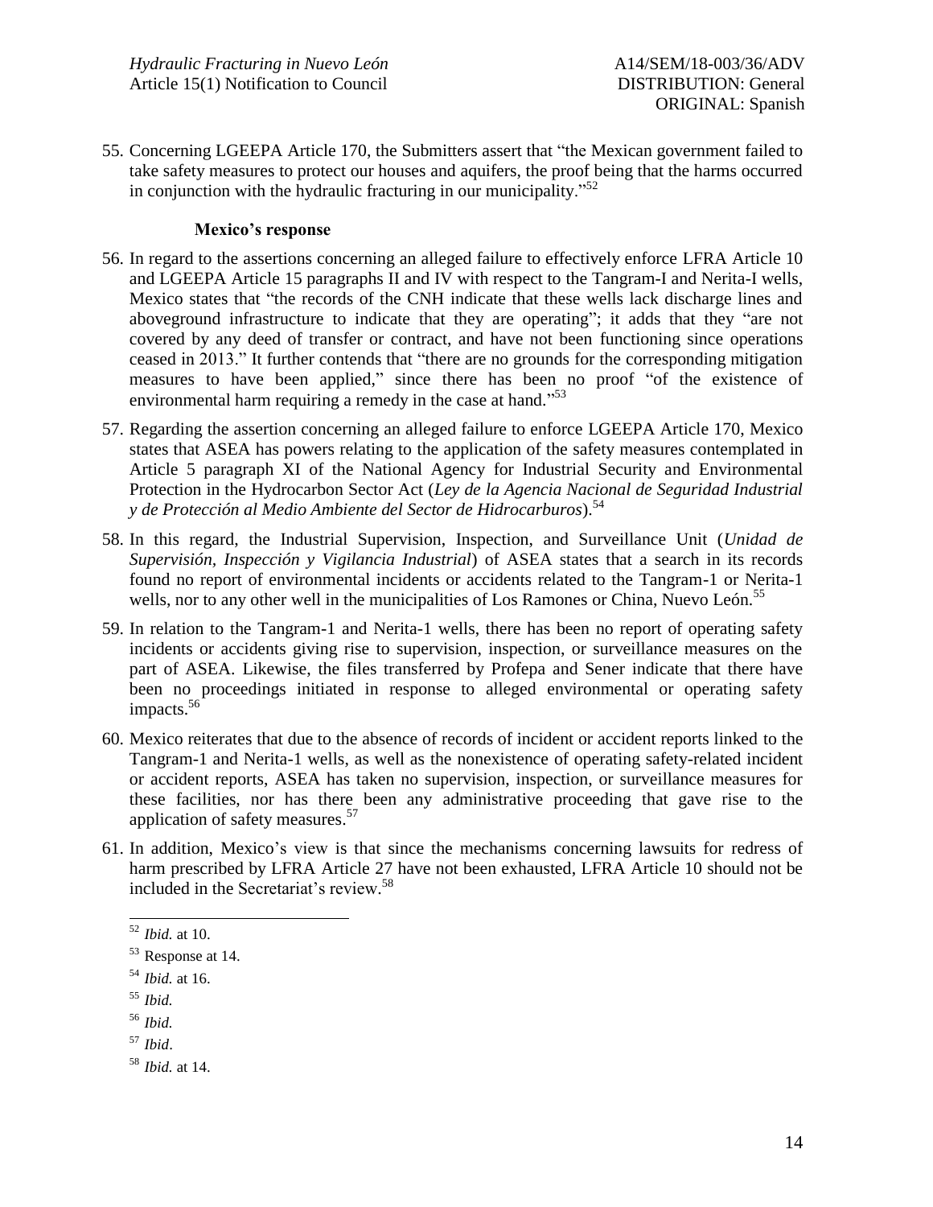55. Concerning LGEEPA Article 170, the Submitters assert that "the Mexican government failed to take safety measures to protect our houses and aquifers, the proof being that the harms occurred in conjunction with the hydraulic fracturing in our municipality."[52]

### Mexico's response

56. In regard to the assertions concerning an alleged failure to effectively enforce LFRA Article 10 and LGEEPA Article 15 paragraphs II and IV with respect to the Tangram-I and Nerita-I wells, Mexico states that "the records of the CNH indicate that these wells lack discharge lines and aboveground infrastructure to indicate that they are operating"; it adds that they "are not covered by any deed of transfer or contract, and have not been functioning since operations ceased in 2013." It further contends that "there are no grounds for the corresponding mitigation measures to have been applied," since there has been no proof "of the existence of environmental harm requiring a remedy in the case at hand."[53]

57. Regarding the assertion concerning an alleged failure to enforce LGEEPA Article 170, Mexico states that ASEA has powers relating to the application of the safety measures contemplated in Article 5 paragraph XI of the National Agency for Industrial Security and Environmental Protection in the Hydrocarbon Sector Act (*Ley de la Agencia Nacional de Seguridad Industrial y de Protección al Medio Ambiente del Sector de Hidrocarburos*).[54]

58. In this regard, the Industrial Supervision, Inspection, and Surveillance Unit (*Unidad de Supervisión, Inspección y Vigilancia Industrial*) of ASEA states that a search in its records found no report of environmental incidents or accidents related to the Tangram-1 or Nerita-1 wells, nor to any other well in the municipalities of Los Ramones or China, Nuevo León.[55]

59. In relation to the Tangram-1 and Nerita-1 wells, there has been no report of operating safety incidents or accidents giving rise to supervision, inspection, or surveillance measures on the part of ASEA. Likewise, the files transferred by Profepa and Sener indicate that there have been no proceedings initiated in response to alleged environmental or operating safety impacts.[56]

60. Mexico reiterates that due to the absence of records of incident or accident reports linked to the Tangram-1 and Nerita-1 wells, as well as the nonexistence of operating safety-related incident or accident reports, ASEA has taken no supervision, inspection, or surveillance measures for these facilities, nor has there been any administrative proceeding that gave rise to the application of safety measures.[57]

61. In addition, Mexico's view is that since the mechanisms concerning lawsuits for redress of harm prescribed by LFRA Article 27 have not been exhausted, LFRA Article 10 should not be included in the Secretariat's review.[58]

---

[52] *Ibid.* at 10.

[53] Response at 14.

[54] *Ibid.* at 16.

[55] *Ibid.*

[56] *Ibid.*

[57] *Ibid*.

[58] *Ibid.* at 14.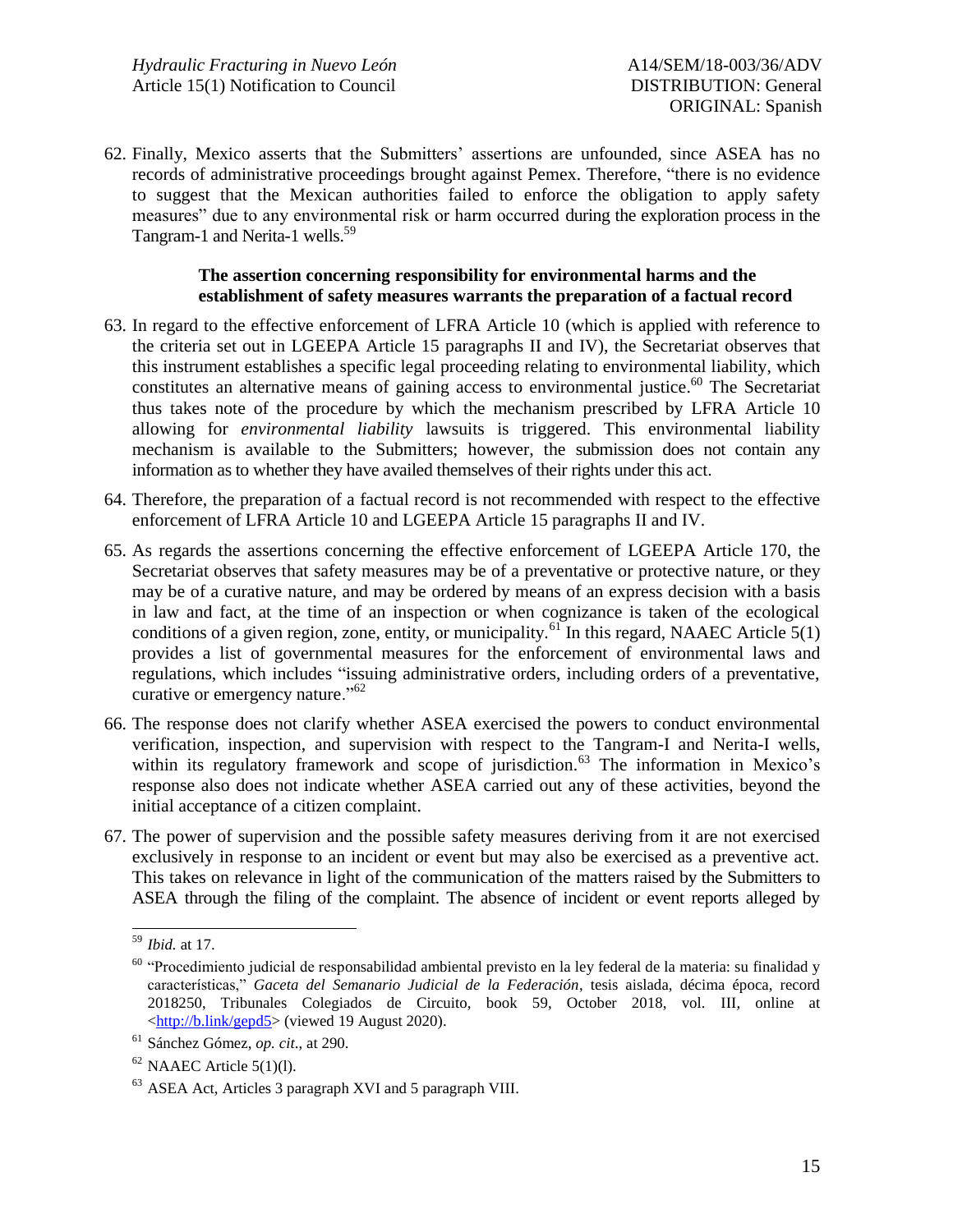62. Finally, Mexico asserts that the Submitters' assertions are unfounded, since ASEA has no records of administrative proceedings brought against Pemex. Therefore, "there is no evidence to suggest that the Mexican authorities failed to enforce the obligation to apply safety measures" due to any environmental risk or harm occurred during the exploration process in the Tangram-1 and Nerita-1 wells.[59]

**The assertion concerning responsibility for environmental harms and the establishment of safety measures warrants the preparation of a factual record**

63. In regard to the effective enforcement of LFRA Article 10 (which is applied with reference to the criteria set out in LGEEPA Article 15 paragraphs II and IV), the Secretariat observes that this instrument establishes a specific legal proceeding relating to environmental liability, which constitutes an alternative means of gaining access to environmental justice.[60] The Secretariat thus takes note of the procedure by which the mechanism prescribed by LFRA Article 10 allowing for *environmental liability* lawsuits is triggered. This environmental liability mechanism is available to the Submitters; however, the submission does not contain any information as to whether they have availed themselves of their rights under this act.

64. Therefore, the preparation of a factual record is not recommended with respect to the effective enforcement of LFRA Article 10 and LGEEPA Article 15 paragraphs II and IV.

65. As regards the assertions concerning the effective enforcement of LGEEPA Article 170, the Secretariat observes that safety measures may be of a preventative or protective nature, or they may be of a curative nature, and may be ordered by means of an express decision with a basis in law and fact, at the time of an inspection or when cognizance is taken of the ecological conditions of a given region, zone, entity, or municipality.[61] In this regard, NAAEC Article 5(1) provides a list of governmental measures for the enforcement of environmental laws and regulations, which includes "issuing administrative orders, including orders of a preventative, curative or emergency nature."[62]

66. The response does not clarify whether ASEA exercised the powers to conduct environmental verification, inspection, and supervision with respect to the Tangram-I and Nerita-I wells, within its regulatory framework and scope of jurisdiction.[63] The information in Mexico's response also does not indicate whether ASEA carried out any of these activities, beyond the initial acceptance of a citizen complaint.

67. The power of supervision and the possible safety measures deriving from it are not exercised exclusively in response to an incident or event but may also be exercised as a preventive act. This takes on relevance in light of the communication of the matters raised by the Submitters to ASEA through the filing of the complaint. The absence of incident or event reports alleged by

---

[59] *Ibid.* at 17.

[60] "Procedimiento judicial de responsabilidad ambiental previsto en la ley federal de la materia: su finalidad y características," *Gaceta del Semanario Judicial de la Federación*, tesis aislada, décima época, record 2018250, Tribunales Colegiados de Circuito, book 59, October 2018, vol. III, online at <http://b.link/gepd5> (viewed 19 August 2020).

[61] Sánchez Gómez, *op. cit.*, at 290.

[62] NAAEC Article 5(1)(l).

[63] ASEA Act, Articles 3 paragraph XVI and 5 paragraph VIII.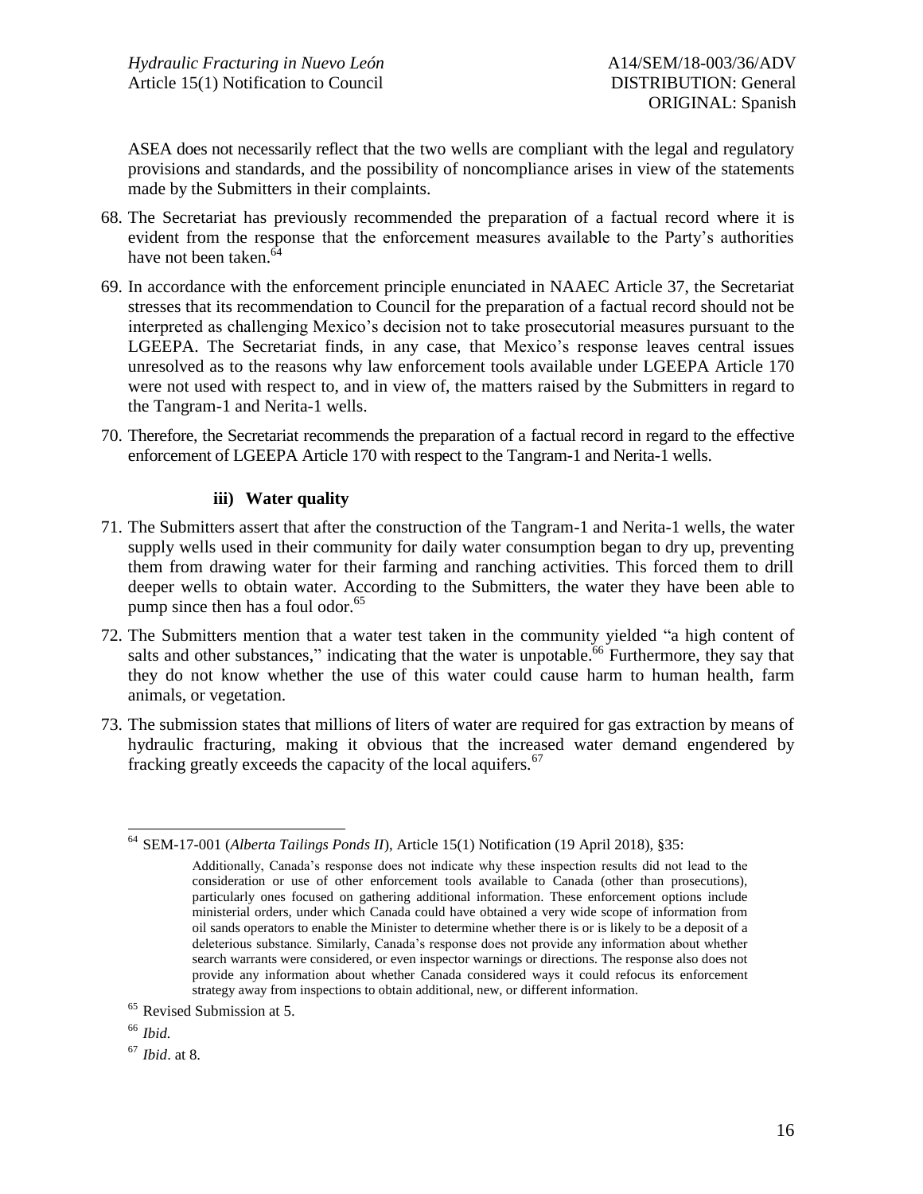ASEA does not necessarily reflect that the two wells are compliant with the legal and regulatory provisions and standards, and the possibility of noncompliance arises in view of the statements made by the Submitters in their complaints.

68. The Secretariat has previously recommended the preparation of a factual record where it is evident from the response that the enforcement measures available to the Party's authorities have not been taken.[64]

69. In accordance with the enforcement principle enunciated in NAAEC Article 37, the Secretariat stresses that its recommendation to Council for the preparation of a factual record should not be interpreted as challenging Mexico's decision not to take prosecutorial measures pursuant to the LGEEPA. The Secretariat finds, in any case, that Mexico's response leaves central issues unresolved as to the reasons why law enforcement tools available under LGEEPA Article 170 were not used with respect to, and in view of, the matters raised by the Submitters in regard to the Tangram-1 and Nerita-1 wells.

70. Therefore, the Secretariat recommends the preparation of a factual record in regard to the effective enforcement of LGEEPA Article 170 with respect to the Tangram-1 and Nerita-1 wells.

#### iii) Water quality

71. The Submitters assert that after the construction of the Tangram-1 and Nerita-1 wells, the water supply wells used in their community for daily water consumption began to dry up, preventing them from drawing water for their farming and ranching activities. This forced them to drill deeper wells to obtain water. According to the Submitters, the water they have been able to pump since then has a foul odor.[65]

72. The Submitters mention that a water test taken in the community yielded "a high content of salts and other substances," indicating that the water is unpotable.[66] Furthermore, they say that they do not know whether the use of this water could cause harm to human health, farm animals, or vegetation.

73. The submission states that millions of liters of water are required for gas extraction by means of hydraulic fracturing, making it obvious that the increased water demand engendered by fracking greatly exceeds the capacity of the local aquifers.[67]

---

[64] SEM-17-001 (*Alberta Tailings Ponds II*), Article 15(1) Notification (19 April 2018), §35:

> Additionally, Canada's response does not indicate why these inspection results did not lead to the consideration or use of other enforcement tools available to Canada (other than prosecutions), particularly ones focused on gathering additional information. These enforcement options include ministerial orders, under which Canada could have obtained a very wide scope of information from oil sands operators to enable the Minister to determine whether there is or is likely to be a deposit of a deleterious substance. Similarly, Canada's response does not provide any information about whether search warrants were considered, or even inspector warnings or directions. The response also does not provide any information about whether Canada considered ways it could refocus its enforcement strategy away from inspections to obtain additional, new, or different information.

[65] Revised Submission at 5.

[66] *Ibid.*

[67] *Ibid*. at 8.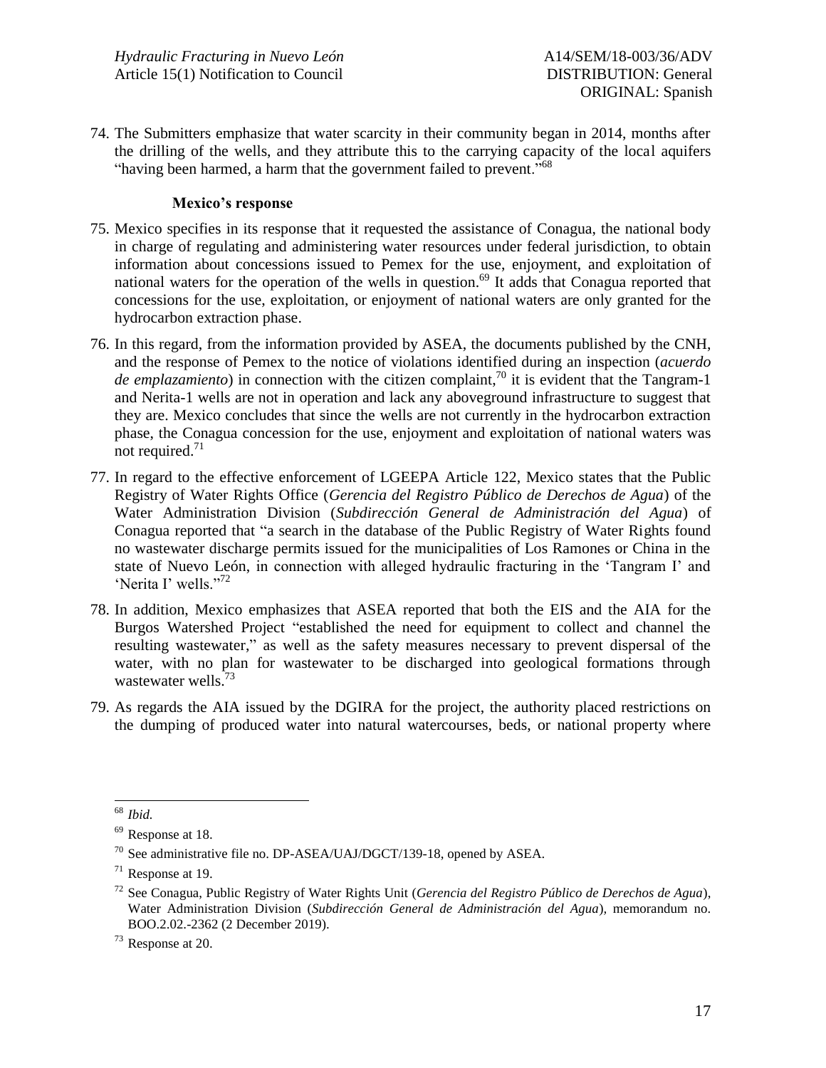74. The Submitters emphasize that water scarcity in their community began in 2014, months after the drilling of the wells, and they attribute this to the carrying capacity of the local aquifers "having been harmed, a harm that the government failed to prevent."[68]

### Mexico's response

75. Mexico specifies in its response that it requested the assistance of Conagua, the national body in charge of regulating and administering water resources under federal jurisdiction, to obtain information about concessions issued to Pemex for the use, enjoyment, and exploitation of national waters for the operation of the wells in question.[69] It adds that Conagua reported that concessions for the use, exploitation, or enjoyment of national waters are only granted for the hydrocarbon extraction phase.

76. In this regard, from the information provided by ASEA, the documents published by the CNH, and the response of Pemex to the notice of violations identified during an inspection (*acuerdo de emplazamiento*) in connection with the citizen complaint,[70] it is evident that the Tangram-1 and Nerita-1 wells are not in operation and lack any aboveground infrastructure to suggest that they are. Mexico concludes that since the wells are not currently in the hydrocarbon extraction phase, the Conagua concession for the use, enjoyment and exploitation of national waters was not required.[71]

77. In regard to the effective enforcement of LGEEPA Article 122, Mexico states that the Public Registry of Water Rights Office (*Gerencia del Registro Público de Derechos de Agua*) of the Water Administration Division (*Subdirección General de Administración del Agua*) of Conagua reported that "a search in the database of the Public Registry of Water Rights found no wastewater discharge permits issued for the municipalities of Los Ramones or China in the state of Nuevo León, in connection with alleged hydraulic fracturing in the 'Tangram I' and 'Nerita I' wells."[72]

78. In addition, Mexico emphasizes that ASEA reported that both the EIS and the AIA for the Burgos Watershed Project "established the need for equipment to collect and channel the resulting wastewater," as well as the safety measures necessary to prevent dispersal of the water, with no plan for wastewater to be discharged into geological formations through wastewater wells.[73]

79. As regards the AIA issued by the DGIRA for the project, the authority placed restrictions on the dumping of produced water into natural watercourses, beds, or national property where

---

[68] *Ibid.*

[69] Response at 18.

[70] See administrative file no. DP-ASEA/UAJ/DGCT/139-18, opened by ASEA.

[71] Response at 19.

[72] See Conagua, Public Registry of Water Rights Unit (*Gerencia del Registro Público de Derechos de Agua*), Water Administration Division (*Subdirección General de Administración del Agua*), memorandum no. BOO.2.02.-2362 (2 December 2019).

[73] Response at 20.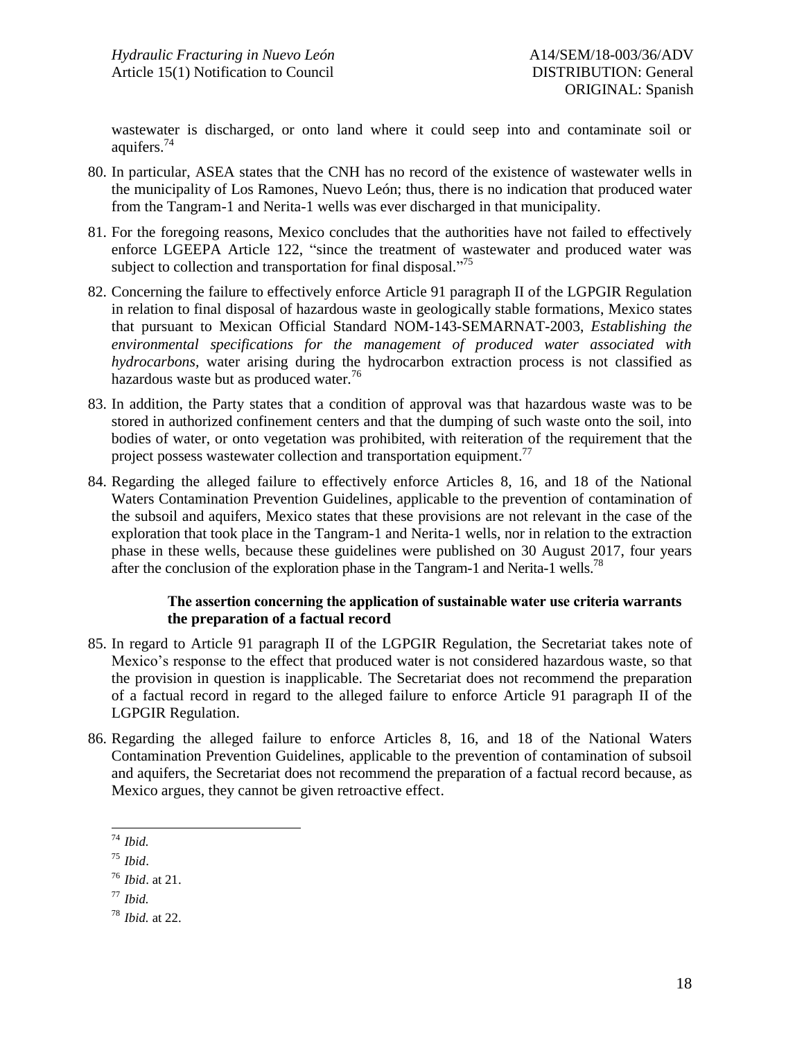wastewater is discharged, or onto land where it could seep into and contaminate soil or aquifers.[74]

80. In particular, ASEA states that the CNH has no record of the existence of wastewater wells in the municipality of Los Ramones, Nuevo León; thus, there is no indication that produced water from the Tangram-1 and Nerita-1 wells was ever discharged in that municipality.

81. For the foregoing reasons, Mexico concludes that the authorities have not failed to effectively enforce LGEEPA Article 122, "since the treatment of wastewater and produced water was subject to collection and transportation for final disposal."[75]

82. Concerning the failure to effectively enforce Article 91 paragraph II of the LGPGIR Regulation in relation to final disposal of hazardous waste in geologically stable formations, Mexico states that pursuant to Mexican Official Standard NOM-143-SEMARNAT-2003, *Establishing the environmental specifications for the management of produced water associated with hydrocarbons*, water arising during the hydrocarbon extraction process is not classified as hazardous waste but as produced water.[76]

83. In addition, the Party states that a condition of approval was that hazardous waste was to be stored in authorized confinement centers and that the dumping of such waste onto the soil, into bodies of water, or onto vegetation was prohibited, with reiteration of the requirement that the project possess wastewater collection and transportation equipment.[77]

84. Regarding the alleged failure to effectively enforce Articles 8, 16, and 18 of the National Waters Contamination Prevention Guidelines, applicable to the prevention of contamination of the subsoil and aquifers, Mexico states that these provisions are not relevant in the case of the exploration that took place in the Tangram-1 and Nerita-1 wells, nor in relation to the extraction phase in these wells, because these guidelines were published on 30 August 2017, four years after the conclusion of the exploration phase in the Tangram-1 and Nerita-1 wells.[78]

**The assertion concerning the application of sustainable water use criteria warrants the preparation of a factual record**

85. In regard to Article 91 paragraph II of the LGPGIR Regulation, the Secretariat takes note of Mexico's response to the effect that produced water is not considered hazardous waste, so that the provision in question is inapplicable. The Secretariat does not recommend the preparation of a factual record in regard to the alleged failure to enforce Article 91 paragraph II of the LGPGIR Regulation.

86. Regarding the alleged failure to enforce Articles 8, 16, and 18 of the National Waters Contamination Prevention Guidelines, applicable to the prevention of contamination of subsoil and aquifers, the Secretariat does not recommend the preparation of a factual record because, as Mexico argues, they cannot be given retroactive effect.

---

[74] *Ibid.*

[75] *Ibid*.

[76] *Ibid*. at 21.

[77] *Ibid.*

[78] *Ibid.* at 22.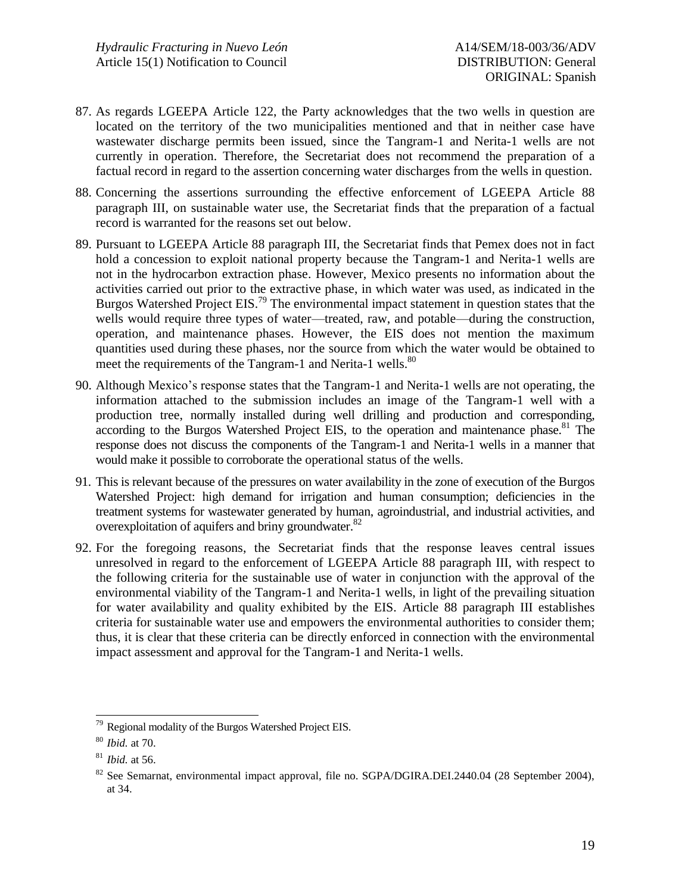87. As regards LGEEPA Article 122, the Party acknowledges that the two wells in question are located on the territory of the two municipalities mentioned and that in neither case have wastewater discharge permits been issued, since the Tangram-1 and Nerita-1 wells are not currently in operation. Therefore, the Secretariat does not recommend the preparation of a factual record in regard to the assertion concerning water discharges from the wells in question.

88. Concerning the assertions surrounding the effective enforcement of LGEEPA Article 88 paragraph III, on sustainable water use, the Secretariat finds that the preparation of a factual record is warranted for the reasons set out below.

89. Pursuant to LGEEPA Article 88 paragraph III, the Secretariat finds that Pemex does not in fact hold a concession to exploit national property because the Tangram-1 and Nerita-1 wells are not in the hydrocarbon extraction phase. However, Mexico presents no information about the activities carried out prior to the extractive phase, in which water was used, as indicated in the Burgos Watershed Project EIS.[79] The environmental impact statement in question states that the wells would require three types of water—treated, raw, and potable—during the construction, operation, and maintenance phases. However, the EIS does not mention the maximum quantities used during these phases, nor the source from which the water would be obtained to meet the requirements of the Tangram-1 and Nerita-1 wells.[80]

90. Although Mexico's response states that the Tangram-1 and Nerita-1 wells are not operating, the information attached to the submission includes an image of the Tangram-1 well with a production tree, normally installed during well drilling and production and corresponding, according to the Burgos Watershed Project EIS, to the operation and maintenance phase.[81] The response does not discuss the components of the Tangram-1 and Nerita-1 wells in a manner that would make it possible to corroborate the operational status of the wells.

91. This is relevant because of the pressures on water availability in the zone of execution of the Burgos Watershed Project: high demand for irrigation and human consumption; deficiencies in the treatment systems for wastewater generated by human, agroindustrial, and industrial activities, and overexploitation of aquifers and briny groundwater.[82]

92. For the foregoing reasons, the Secretariat finds that the response leaves central issues unresolved in regard to the enforcement of LGEEPA Article 88 paragraph III, with respect to the following criteria for the sustainable use of water in conjunction with the approval of the environmental viability of the Tangram-1 and Nerita-1 wells, in light of the prevailing situation for water availability and quality exhibited by the EIS. Article 88 paragraph III establishes criteria for sustainable water use and empowers the environmental authorities to consider them; thus, it is clear that these criteria can be directly enforced in connection with the environmental impact assessment and approval for the Tangram-1 and Nerita-1 wells.

---

[79] Regional modality of the Burgos Watershed Project EIS.

[80] *Ibid.* at 70.

[81] *Ibid.* at 56.

[82] See Semarnat, environmental impact approval, file no. SGPA/DGIRA.DEI.2440.04 (28 September 2004), at 34.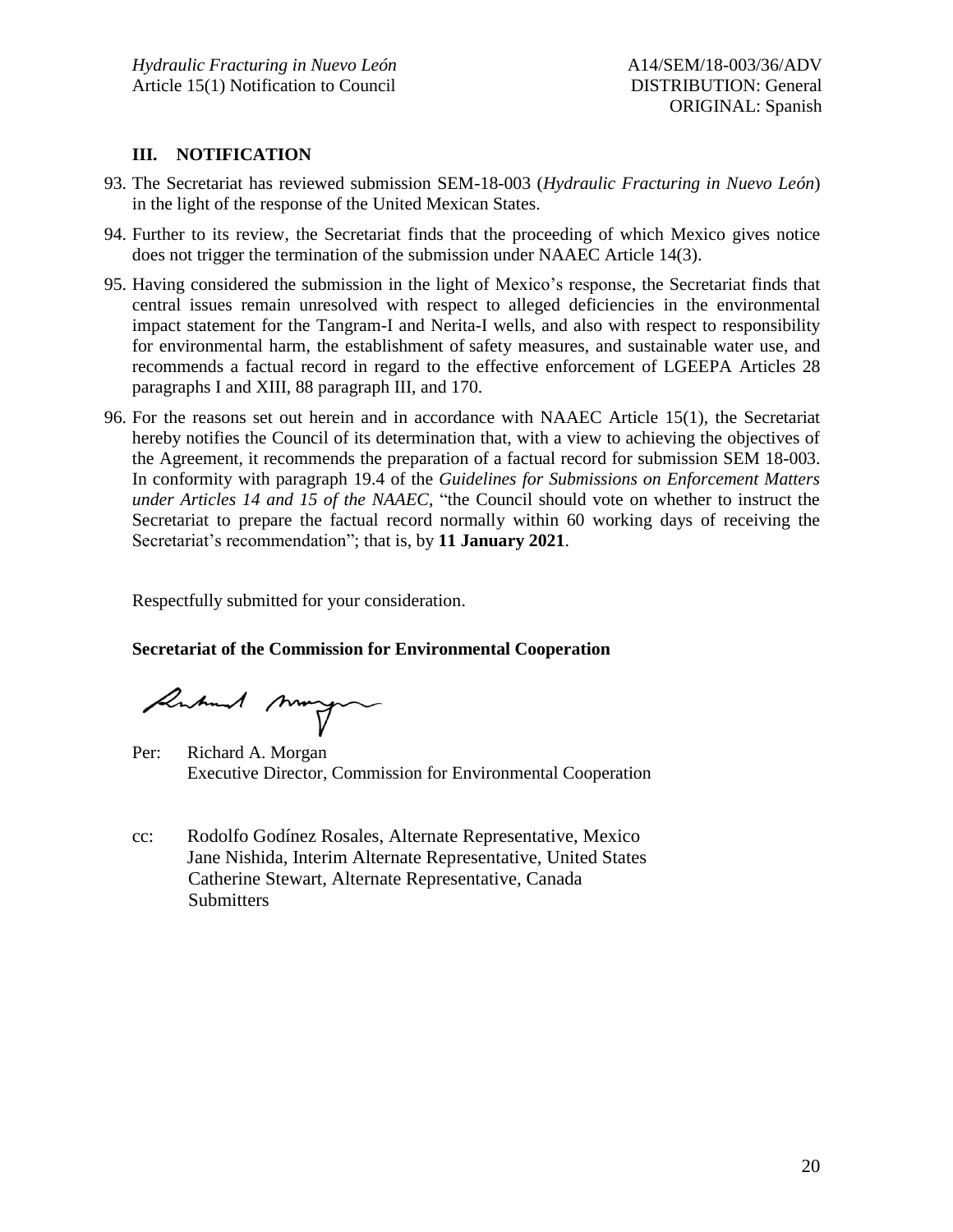## III. NOTIFICATION

93. The Secretariat has reviewed submission SEM-18-003 (*Hydraulic Fracturing in Nuevo León*) in the light of the response of the United Mexican States.

94. Further to its review, the Secretariat finds that the proceeding of which Mexico gives notice does not trigger the termination of the submission under NAAEC Article 14(3).

95. Having considered the submission in the light of Mexico's response, the Secretariat finds that central issues remain unresolved with respect to alleged deficiencies in the environmental impact statement for the Tangram-I and Nerita-I wells, and also with respect to responsibility for environmental harm, the establishment of safety measures, and sustainable water use, and recommends a factual record in regard to the effective enforcement of LGEEPA Articles 28 paragraphs I and XIII, 88 paragraph III, and 170.

96. For the reasons set out herein and in accordance with NAAEC Article 15(1), the Secretariat hereby notifies the Council of its determination that, with a view to achieving the objectives of the Agreement, it recommends the preparation of a factual record for submission SEM 18-003. In conformity with paragraph 19.4 of the *Guidelines for Submissions on Enforcement Matters under Articles 14 and 15 of the NAAEC*, "the Council should vote on whether to instruct the Secretariat to prepare the factual record normally within 60 working days of receiving the Secretariat's recommendation"; that is, by **11 January 2021**.

Respectfully submitted for your consideration.

**Secretariat of the Commission for Environmental Cooperation**

Per: Richard A. Morgan
Executive Director, Commission for Environmental Cooperation

cc: Rodolfo Godínez Rosales, Alternate Representative, Mexico
Jane Nishida, Interim Alternate Representative, United States
Catherine Stewart, Alternate Representative, Canada
Submitters